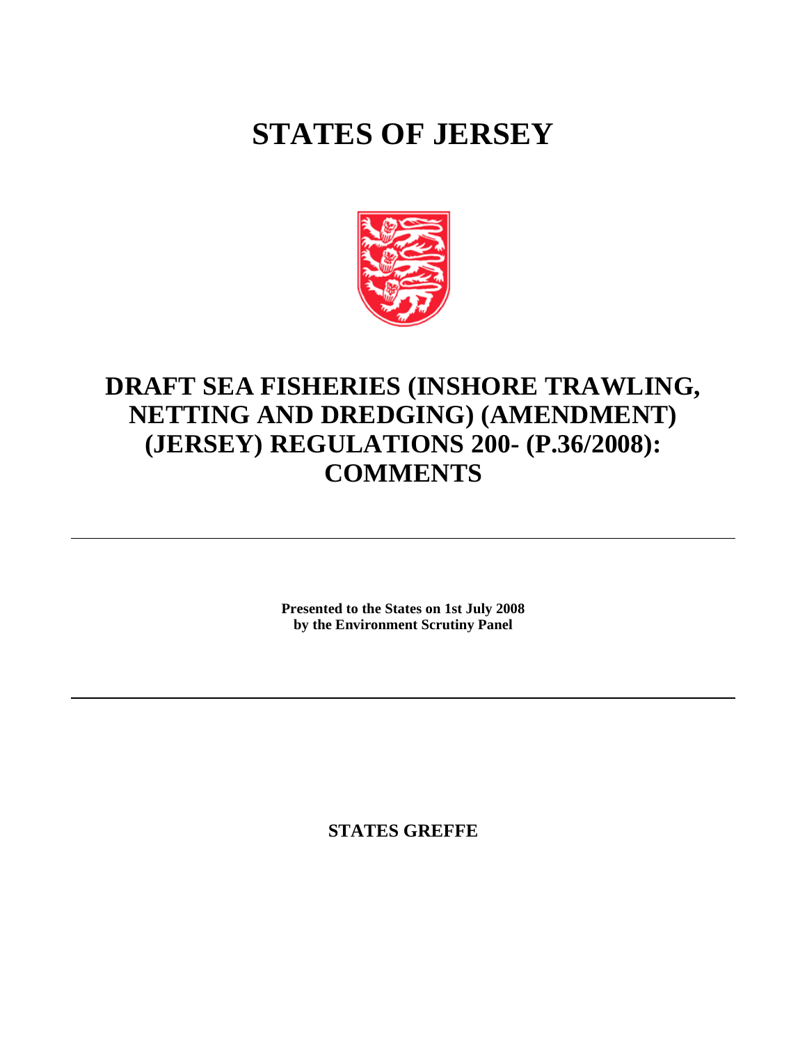# STATES OF JERSEY

## DRAFT SEA FISHERIES (INSHORE TRAWLING, NETTING AND DREDGING) (AMENDMENT) (JERSEY) REGULATIONS 200- (P.36/2008): COMMENTS

---

**Presented to the States on 1st July 2008**
**by the Environment Scrutiny Panel**

---

**STATES GREFFE**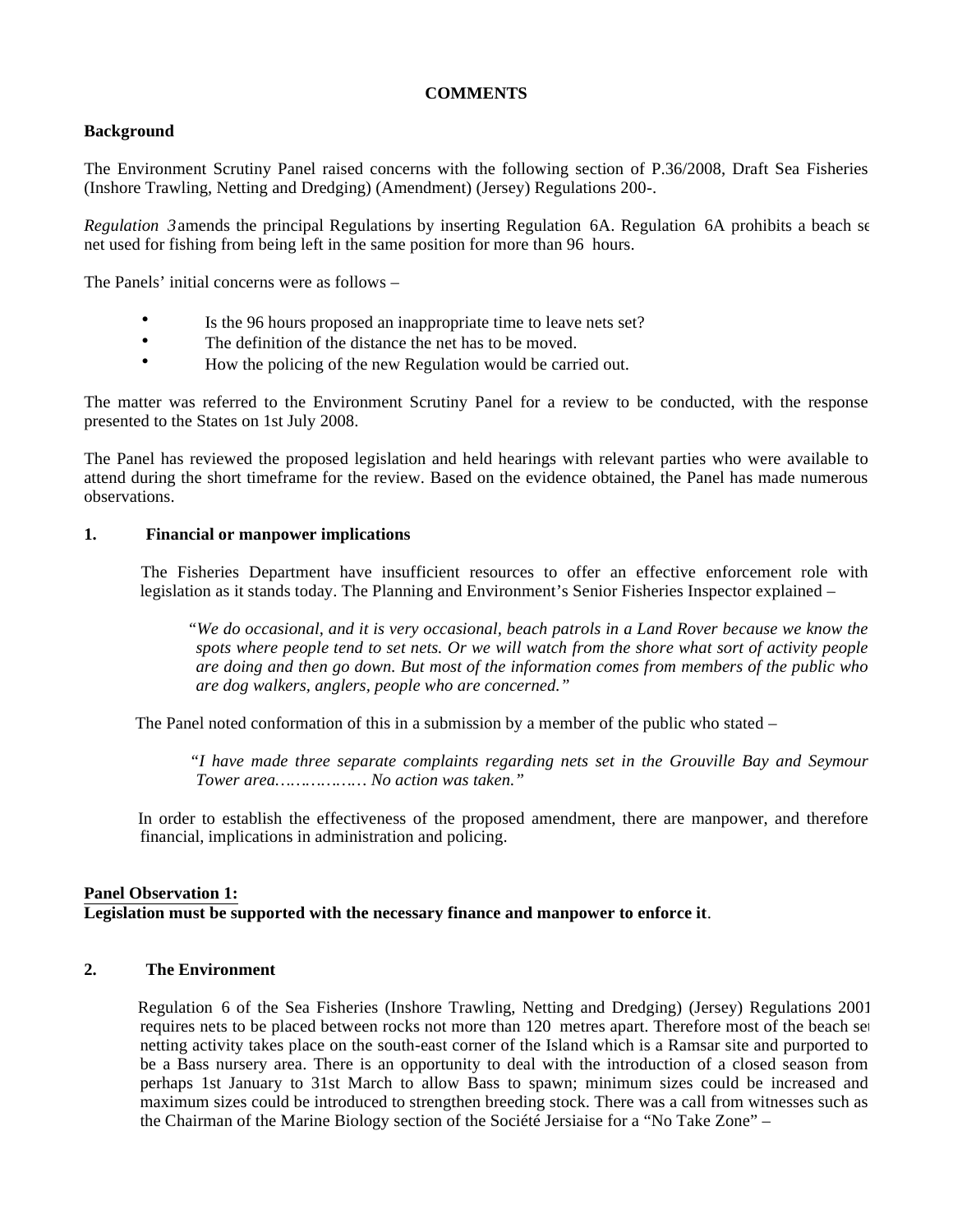**COMMENTS**

**Background**

The Environment Scrutiny Panel raised concerns with the following section of P.36/2008, Draft Sea Fisheries (Inshore Trawling, Netting and Dredging) (Amendment) (Jersey) Regulations 200-.

*Regulation 3* amends the principal Regulations by inserting Regulation 6A. Regulation 6A prohibits a beach set net used for fishing from being left in the same position for more than 96 hours.

The Panels' initial concerns were as follows –

- Is the 96 hours proposed an inappropriate time to leave nets set?
- The definition of the distance the net has to be moved.
- How the policing of the new Regulation would be carried out.

The matter was referred to the Environment Scrutiny Panel for a review to be conducted, with the response presented to the States on 1st July 2008.

The Panel has reviewed the proposed legislation and held hearings with relevant parties who were available to attend during the short timeframe for the review. Based on the evidence obtained, the Panel has made numerous observations.

**1. Financial or manpower implications**

The Fisheries Department have insufficient resources to offer an effective enforcement role with legislation as it stands today. The Planning and Environment's Senior Fisheries Inspector explained –

> *"We do occasional, and it is very occasional, beach patrols in a Land Rover because we know the spots where people tend to set nets. Or we will watch from the shore what sort of activity people are doing and then go down. But most of the information comes from members of the public who are dog walkers, anglers, people who are concerned."*

The Panel noted conformation of this in a submission by a member of the public who stated –

> *"I have made three separate complaints regarding nets set in the Grouville Bay and Seymour Tower area……………… No action was taken."*

In order to establish the effectiveness of the proposed amendment, there are manpower, and therefore financial, implications in administration and policing.

**Panel Observation 1:**
**Legislation must be supported with the necessary finance and manpower to enforce it**.

**2. The Environment**

Regulation 6 of the Sea Fisheries (Inshore Trawling, Netting and Dredging) (Jersey) Regulations 2001 requires nets to be placed between rocks not more than 120 metres apart. Therefore most of the beach set netting activity takes place on the south-east corner of the Island which is a Ramsar site and purported to be a Bass nursery area. There is an opportunity to deal with the introduction of a closed season from perhaps 1st January to 31st March to allow Bass to spawn; minimum sizes could be increased and maximum sizes could be introduced to strengthen breeding stock. There was a call from witnesses such as the Chairman of the Marine Biology section of the Société Jersiaise for a "No Take Zone" –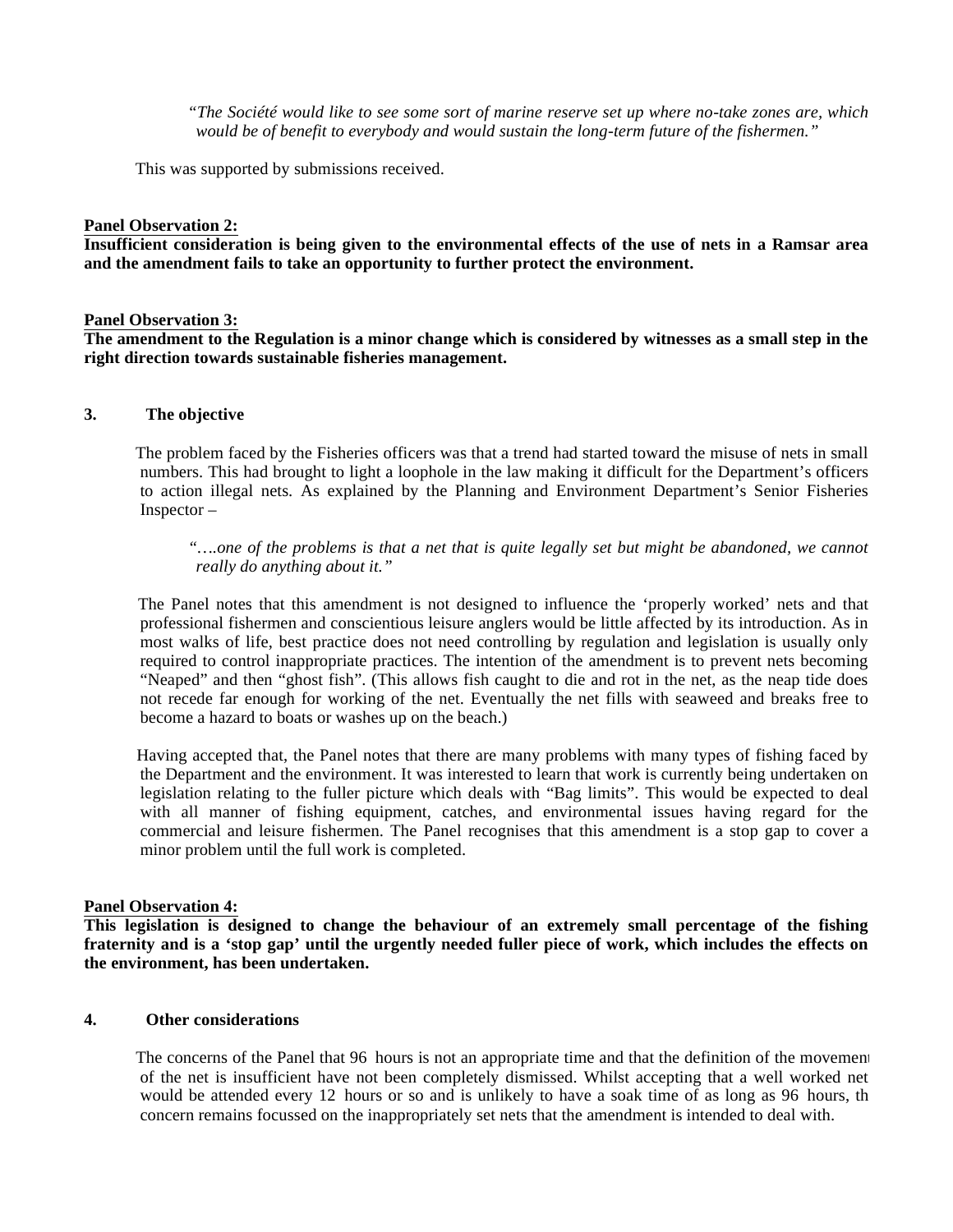*"The Société would like to see some sort of marine reserve set up where no-take zones are, which would be of benefit to everybody and would sustain the long-term future of the fishermen."*

This was supported by submissions received.

**Panel Observation 2:**
**Insufficient consideration is being given to the environmental effects of the use of nets in a Ramsar area and the amendment fails to take an opportunity to further protect the environment.**

**Panel Observation 3:**
**The amendment to the Regulation is a minor change which is considered by witnesses as a small step in the right direction towards sustainable fisheries management.**

## 3. The objective

The problem faced by the Fisheries officers was that a trend had started toward the misuse of nets in small numbers. This had brought to light a loophole in the law making it difficult for the Department's officers to action illegal nets. As explained by the Planning and Environment Department's Senior Fisheries Inspector –

*"….one of the problems is that a net that is quite legally set but might be abandoned, we cannot really do anything about it."*

The Panel notes that this amendment is not designed to influence the 'properly worked' nets and that professional fishermen and conscientious leisure anglers would be little affected by its introduction. As in most walks of life, best practice does not need controlling by regulation and legislation is usually only required to control inappropriate practices. The intention of the amendment is to prevent nets becoming "Neaped" and then "ghost fish". (This allows fish caught to die and rot in the net, as the neap tide does not recede far enough for working of the net. Eventually the net fills with seaweed and breaks free to become a hazard to boats or washes up on the beach.)

Having accepted that, the Panel notes that there are many problems with many types of fishing faced by the Department and the environment. It was interested to learn that work is currently being undertaken on legislation relating to the fuller picture which deals with "Bag limits". This would be expected to deal with all manner of fishing equipment, catches, and environmental issues having regard for the commercial and leisure fishermen. The Panel recognises that this amendment is a stop gap to cover a minor problem until the full work is completed.

**Panel Observation 4:**
**This legislation is designed to change the behaviour of an extremely small percentage of the fishing fraternity and is a 'stop gap' until the urgently needed fuller piece of work, which includes the effects on the environment, has been undertaken.**

## 4. Other considerations

The concerns of the Panel that 96 hours is not an appropriate time and that the definition of the movement of the net is insufficient have not been completely dismissed. Whilst accepting that a well worked net would be attended every 12 hours or so and is unlikely to have a soak time of as long as 96 hours, the concern remains focussed on the inappropriately set nets that the amendment is intended to deal with.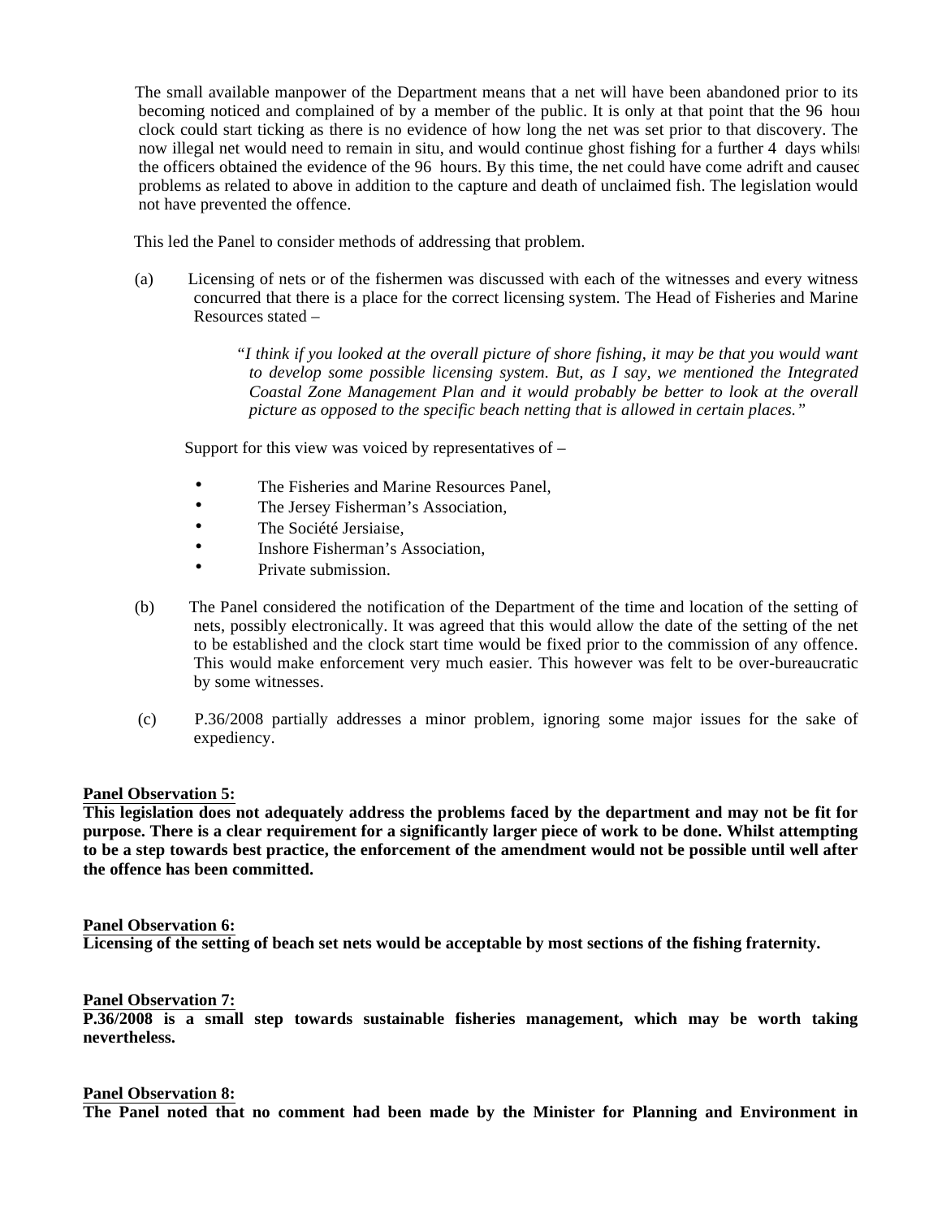The small available manpower of the Department means that a net will have been abandoned prior to its becoming noticed and complained of by a member of the public. It is only at that point that the 96 hour clock could start ticking as there is no evidence of how long the net was set prior to that discovery. The now illegal net would need to remain in situ, and would continue ghost fishing for a further 4 days whilst the officers obtained the evidence of the 96 hours. By this time, the net could have come adrift and caused problems as related to above in addition to the capture and death of unclaimed fish. The legislation would not have prevented the offence.

This led the Panel to consider methods of addressing that problem.

(a) Licensing of nets or of the fishermen was discussed with each of the witnesses and every witness concurred that there is a place for the correct licensing system. The Head of Fisheries and Marine Resources stated –

> *"I think if you looked at the overall picture of shore fishing, it may be that you would want to develop some possible licensing system. But, as I say, we mentioned the Integrated Coastal Zone Management Plan and it would probably be better to look at the overall picture as opposed to the specific beach netting that is allowed in certain places."*

Support for this view was voiced by representatives of –

- The Fisheries and Marine Resources Panel,
- The Jersey Fisherman's Association,
- The Société Jersiaise,
- Inshore Fisherman's Association,
- Private submission.

(b) The Panel considered the notification of the Department of the time and location of the setting of nets, possibly electronically. It was agreed that this would allow the date of the setting of the net to be established and the clock start time would be fixed prior to the commission of any offence. This would make enforcement very much easier. This however was felt to be over-bureaucratic by some witnesses.

(c) P.36/2008 partially addresses a minor problem, ignoring some major issues for the sake of expediency.

**Panel Observation 5:**
**This legislation does not adequately address the problems faced by the department and may not be fit for purpose. There is a clear requirement for a significantly larger piece of work to be done. Whilst attempting to be a step towards best practice, the enforcement of the amendment would not be possible until well after the offence has been committed.**

**Panel Observation 6:**
**Licensing of the setting of beach set nets would be acceptable by most sections of the fishing fraternity.**

**Panel Observation 7:**
**P.36/2008 is a small step towards sustainable fisheries management, which may be worth taking nevertheless.**

**Panel Observation 8:**
**The Panel noted that no comment had been made by the Minister for Planning and Environment in**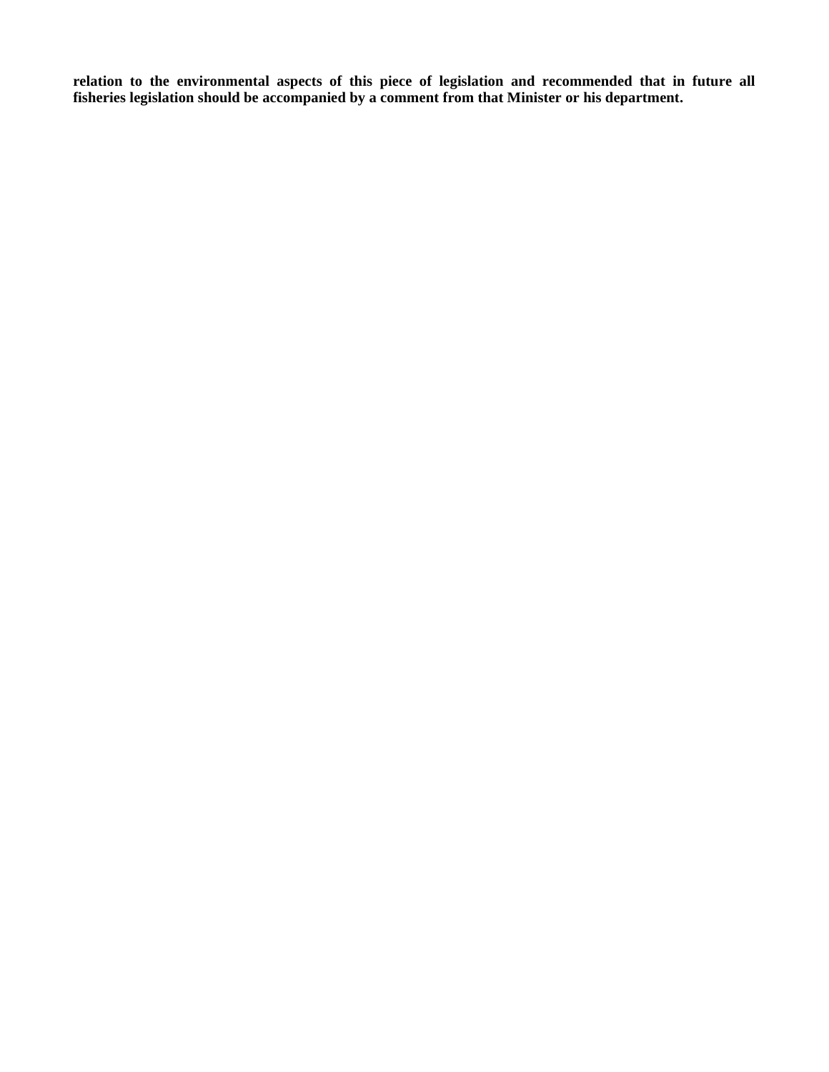**relation to the environmental aspects of this piece of legislation and recommended that in future all fisheries legislation should be accompanied by a comment from that Minister or his department.**